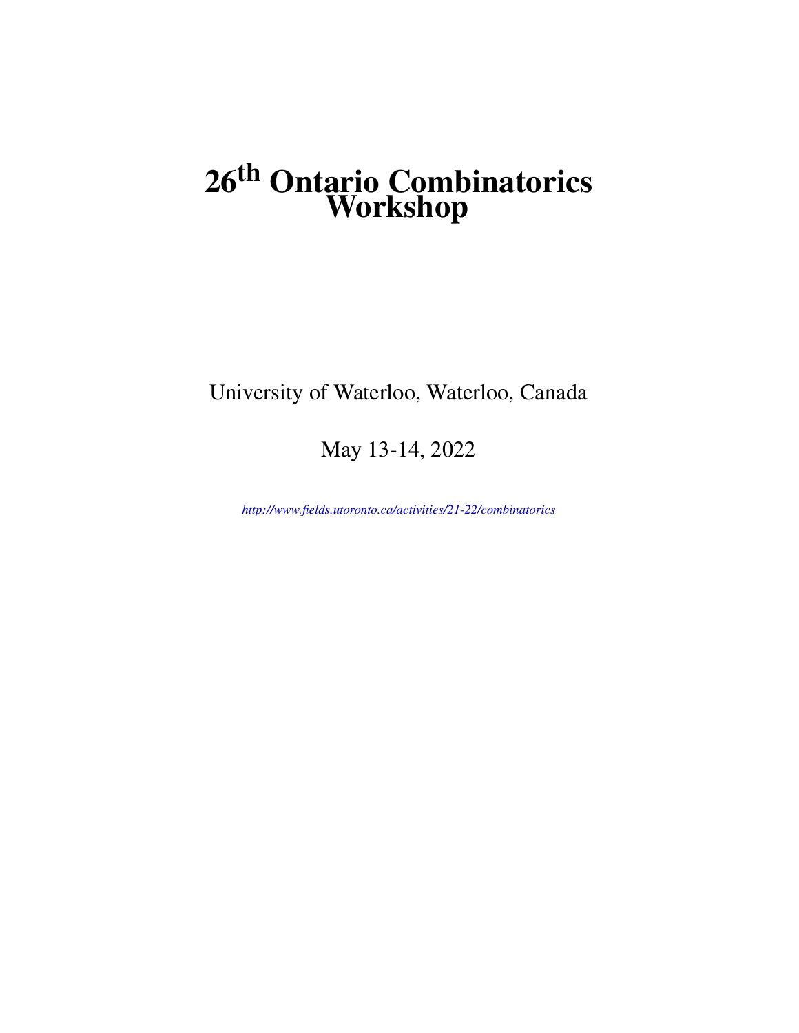# 26$^{\text{th}}$ Ontario Combinatorics Workshop

University of Waterloo, Waterloo, Canada

May 13-14, 2022

*http://www.fields.utoronto.ca/activities/21-22/combinatorics*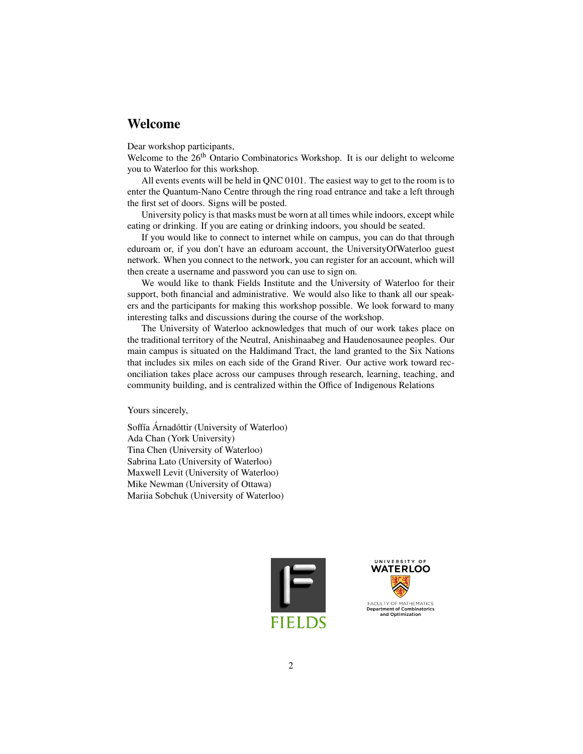## Welcome

Dear workshop participants,
Welcome to the 26th Ontario Combinatorics Workshop. It is our delight to welcome you to Waterloo for this workshop.

All events events will be held in QNC 0101. The easiest way to get to the room is to enter the Quantum-Nano Centre through the ring road entrance and take a left through the first set of doors. Signs will be posted.

University policy is that masks must be worn at all times while indoors, except while eating or drinking. If you are eating or drinking indoors, you should be seated.

If you would like to connect to internet while on campus, you can do that through eduroam or, if you don't have an eduroam account, the UniversityOfWaterloo guest network. When you connect to the network, you can register for an account, which will then create a username and password you can use to sign on.

We would like to thank Fields Institute and the University of Waterloo for their support, both financial and administrative. We would also like to thank all our speakers and the participants for making this workshop possible. We look forward to many interesting talks and discussions during the course of the workshop.

The University of Waterloo acknowledges that much of our work takes place on the traditional territory of the Neutral, Anishinaabeg and Haudenosaunee peoples. Our main campus is situated on the Haldimand Tract, the land granted to the Six Nations that includes six miles on each side of the Grand River. Our active work toward reconciliation takes place across our campuses through research, learning, teaching, and community building, and is centralized within the Office of Indigenous Relations

Yours sincerely,

Soffía Árnadóttir (University of Waterloo)
Ada Chan (York University)
Tina Chen (University of Waterloo)
Sabrina Lato (University of Waterloo)
Maxwell Levit (University of Waterloo)
Mike Newman (University of Ottawa)
Mariia Sobchuk (University of Waterloo)

FIELDS

UNIVERSITY OF WATERLOO
FACULTY OF MATHEMATICS
Department of Combinatorics and Optimization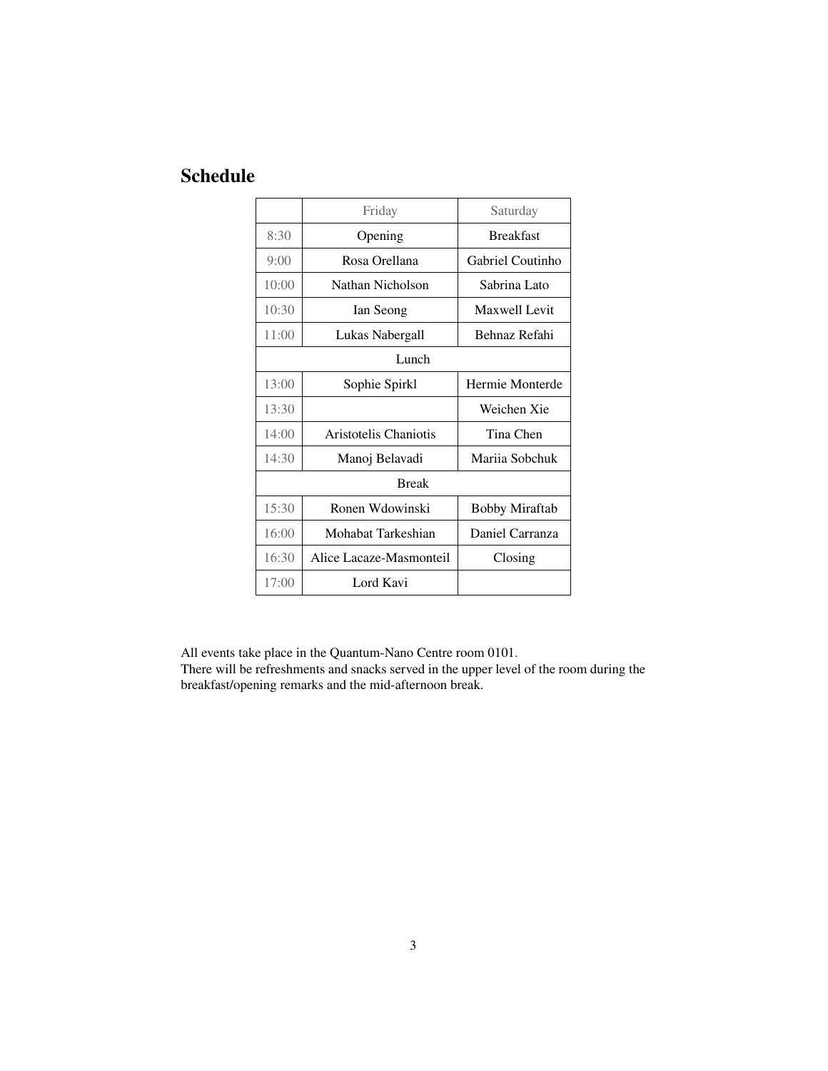## Schedule

| | Friday | Saturday |
|---|---|---|
| 8:30 | Opening | Breakfast |
| 9:00 | Rosa Orellana | Gabriel Coutinho |
| 10:00 | Nathan Nicholson | Sabrina Lato |
| 10:30 | Ian Seong | Maxwell Levit |
| 11:00 | Lukas Nabergall | Behnaz Refahi |
| | Lunch | |
| 13:00 | Sophie Spirkl | Hermie Monterde |
| 13:30 | | Weichen Xie |
| 14:00 | Aristotelis Chaniotis | Tina Chen |
| 14:30 | Manoj Belavadi | Mariia Sobchuk |
| | Break | |
| 15:30 | Ronen Wdowinski | Bobby Miraftab |
| 16:00 | Mohabat Tarkeshian | Daniel Carranza |
| 16:30 | Alice Lacaze-Masmonteil | Closing |
| 17:00 | Lord Kavi | |

All events take place in the Quantum-Nano Centre room 0101.
There will be refreshments and snacks served in the upper level of the room during the breakfast/opening remarks and the mid-afternoon break.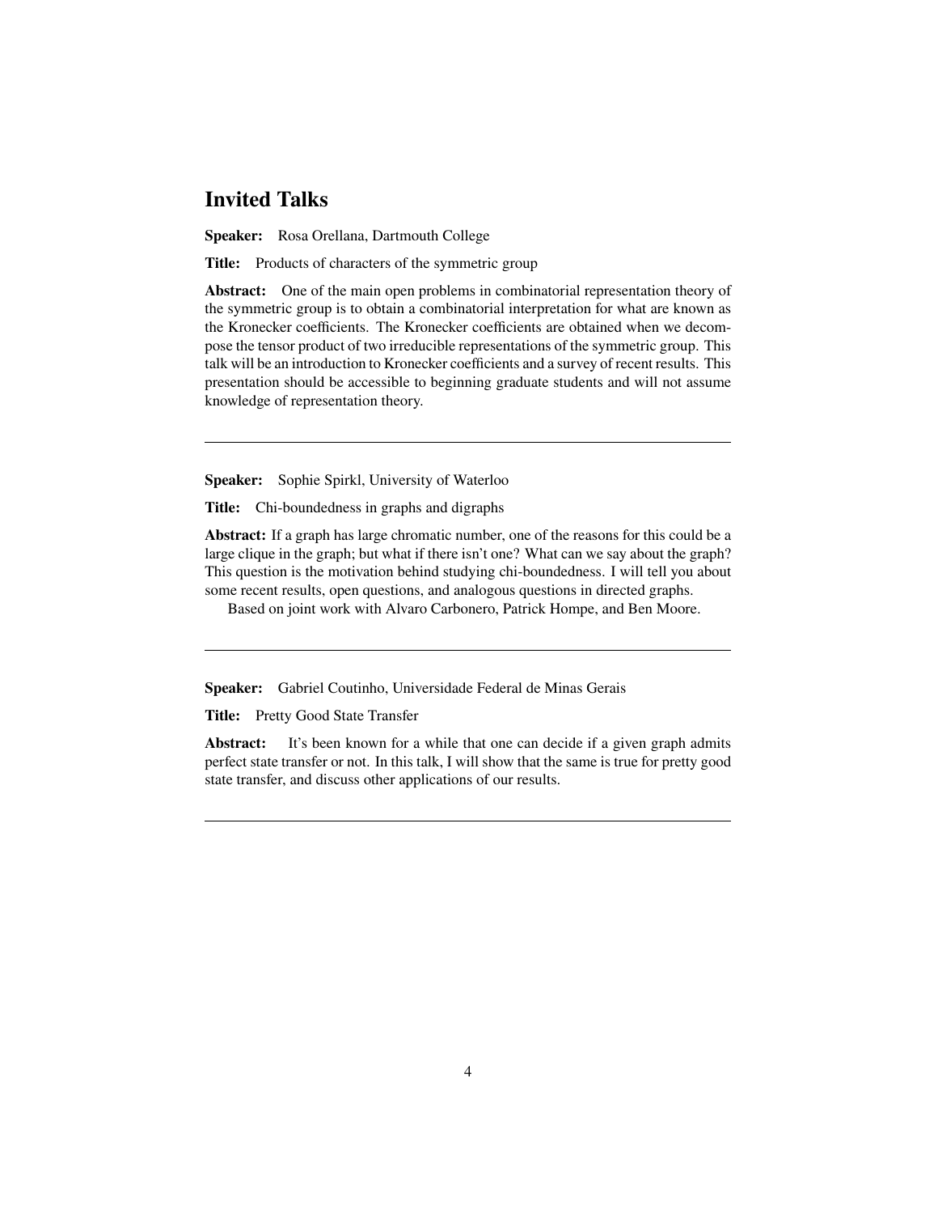## Invited Talks

**Speaker:** Rosa Orellana, Dartmouth College

**Title:** Products of characters of the symmetric group

**Abstract:** One of the main open problems in combinatorial representation theory of the symmetric group is to obtain a combinatorial interpretation for what are known as the Kronecker coefficients. The Kronecker coefficients are obtained when we decompose the tensor product of two irreducible representations of the symmetric group. This talk will be an introduction to Kronecker coefficients and a survey of recent results. This presentation should be accessible to beginning graduate students and will not assume knowledge of representation theory.

---

**Speaker:** Sophie Spirkl, University of Waterloo

**Title:** Chi-boundedness in graphs and digraphs

**Abstract:** If a graph has large chromatic number, one of the reasons for this could be a large clique in the graph; but what if there isn't one? What can we say about the graph? This question is the motivation behind studying chi-boundedness. I will tell you about some recent results, open questions, and analogous questions in directed graphs.

Based on joint work with Alvaro Carbonero, Patrick Hompe, and Ben Moore.

---

**Speaker:** Gabriel Coutinho, Universidade Federal de Minas Gerais

**Title:** Pretty Good State Transfer

**Abstract:** It's been known for a while that one can decide if a given graph admits perfect state transfer or not. In this talk, I will show that the same is true for pretty good state transfer, and discuss other applications of our results.

---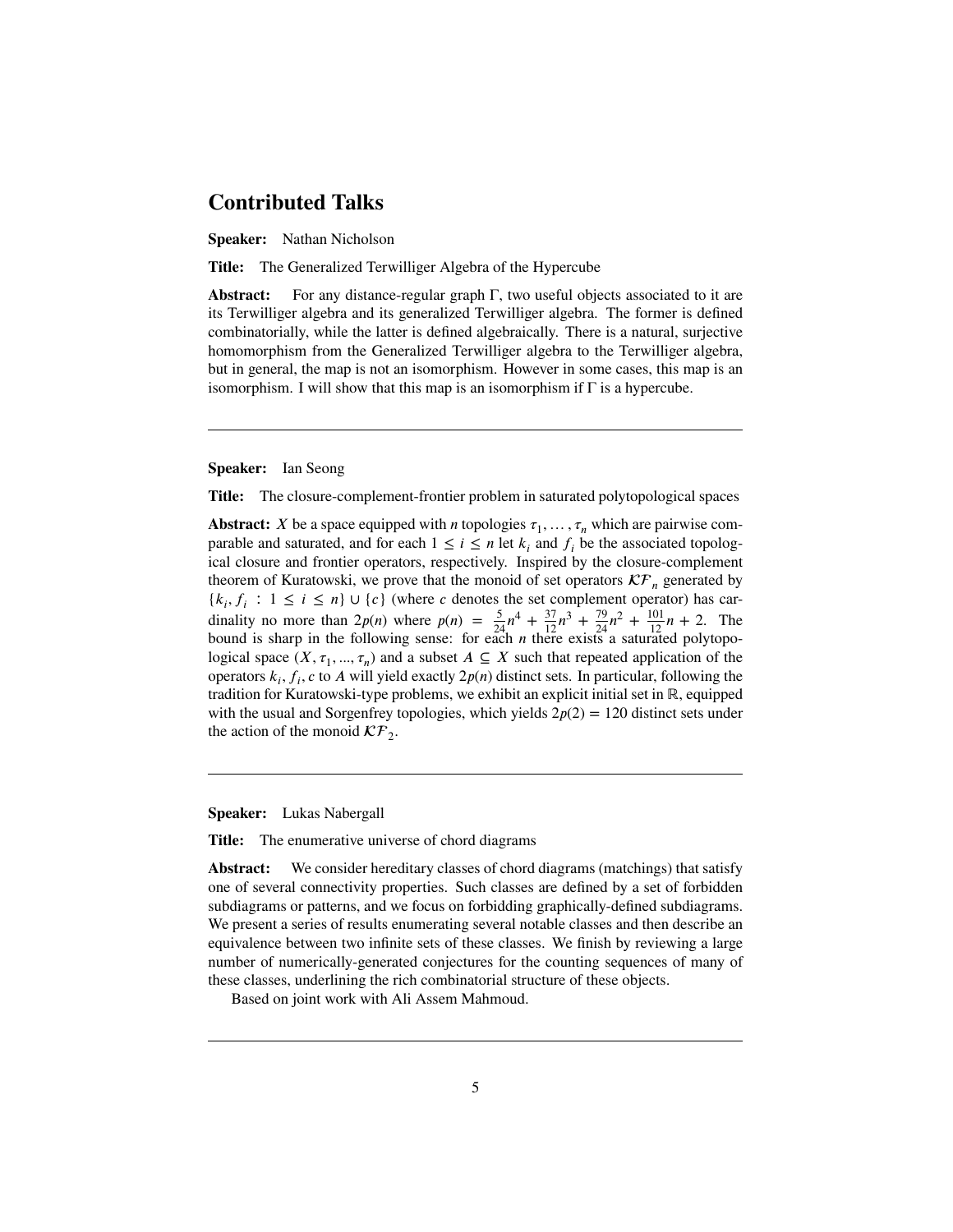# Contributed Talks

**Speaker:** Nathan Nicholson

**Title:** The Generalized Terwilliger Algebra of the Hypercube

**Abstract:** For any distance-regular graph $\Gamma$, two useful objects associated to it are its Terwilliger algebra and its generalized Terwilliger algebra. The former is defined combinatorially, while the latter is defined algebraically. There is a natural, surjective homomorphism from the Generalized Terwilliger algebra to the Terwilliger algebra, but in general, the map is not an isomorphism. However in some cases, this map is an isomorphism. I will show that this map is an isomorphism if $\Gamma$ is a hypercube.

---

**Speaker:** Ian Seong

**Title:** The closure-complement-frontier problem in saturated polytopological spaces

**Abstract:** $X$ be a space equipped with $n$ topologies $\tau_1, \ldots, \tau_n$ which are pairwise comparable and saturated, and for each $1 \leq i \leq n$ let $k_i$ and $f_i$ be the associated topological closure and frontier operators, respectively. Inspired by the closure-complement theorem of Kuratowski, we prove that the monoid of set operators $\mathcal{KF}_n$ generated by $\{k_i, f_i : 1 \leq i \leq n\} \cup \{c\}$ (where $c$ denotes the set complement operator) has cardinality no more than $2p(n)$ where $p(n) = \frac{5}{24}n^4 + \frac{37}{12}n^3 + \frac{79}{24}n^2 + \frac{101}{12}n + 2$. The bound is sharp in the following sense: for each $n$ there exists a saturated polytopological space $(X, \tau_1, ..., \tau_n)$ and a subset $A \subseteq X$ such that repeated application of the operators $k_i, f_i, c$ to $A$ will yield exactly $2p(n)$ distinct sets. In particular, following the tradition for Kuratowski-type problems, we exhibit an explicit initial set in $\mathbb{R}$, equipped with the usual and Sorgenfrey topologies, which yields $2p(2) = 120$ distinct sets under the action of the monoid $\mathcal{KF}_2$.

---

**Speaker:** Lukas Nabergall

**Title:** The enumerative universe of chord diagrams

**Abstract:** We consider hereditary classes of chord diagrams (matchings) that satisfy one of several connectivity properties. Such classes are defined by a set of forbidden subdiagrams or patterns, and we focus on forbidding graphically-defined subdiagrams. We present a series of results enumerating several notable classes and then describe an equivalence between two infinite sets of these classes. We finish by reviewing a large number of numerically-generated conjectures for the counting sequences of many of these classes, underlining the rich combinatorial structure of these objects.

Based on joint work with Ali Assem Mahmoud.

---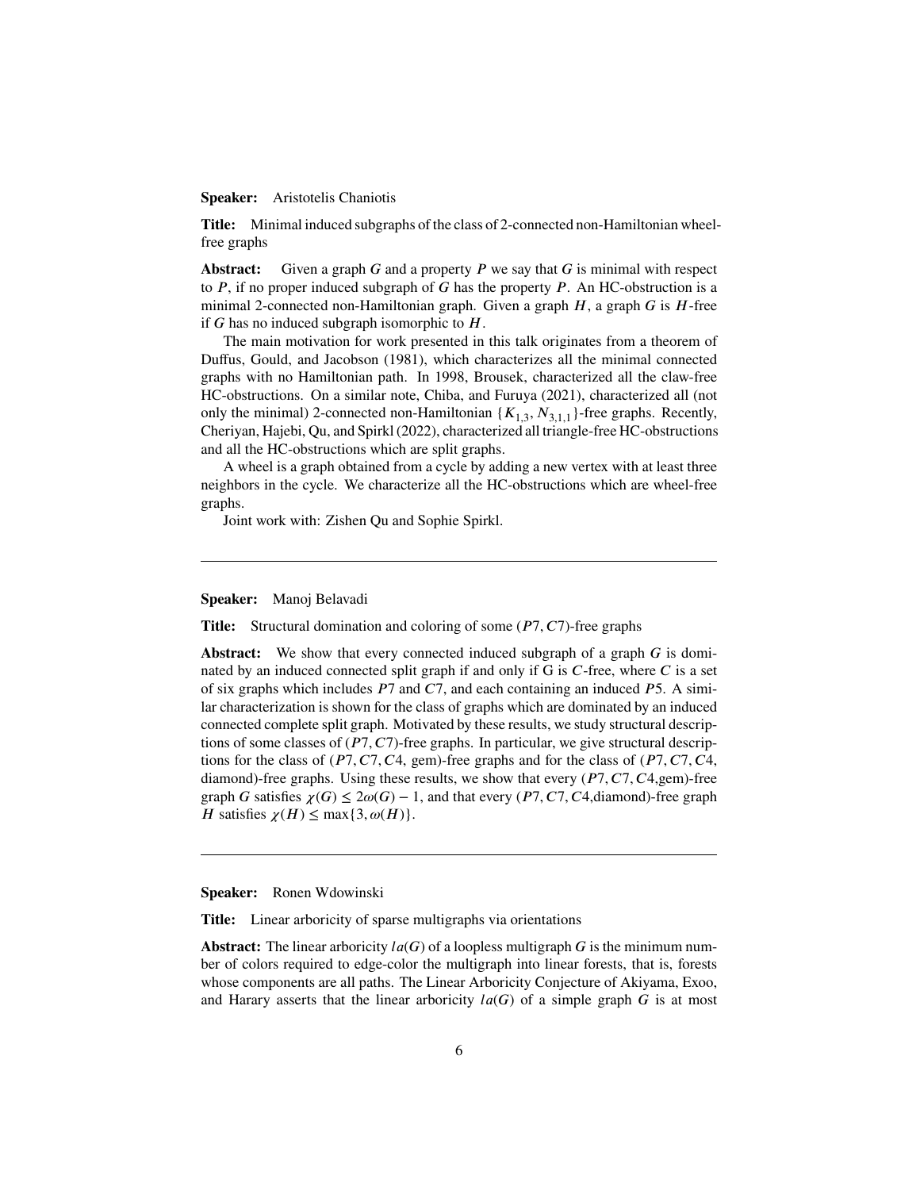**Speaker:** Aristotelis Chaniotis

**Title:** Minimal induced subgraphs of the class of 2-connected non-Hamiltonian wheel-free graphs

**Abstract:** Given a graph $G$ and a property $P$ we say that $G$ is minimal with respect to $P$, if no proper induced subgraph of $G$ has the property $P$. An HC-obstruction is a minimal 2-connected non-Hamiltonian graph. Given a graph $H$, a graph $G$ is $H$-free if $G$ has no induced subgraph isomorphic to $H$.

The main motivation for work presented in this talk originates from a theorem of Duffus, Gould, and Jacobson (1981), which characterizes all the minimal connected graphs with no Hamiltonian path. In 1998, Brousek, characterized all the claw-free HC-obstructions. On a similar note, Chiba, and Furuya (2021), characterized all (not only the minimal) 2-connected non-Hamiltonian $\{K_{1,3}, N_{3,1,1}\}$-free graphs. Recently, Cheriyan, Hajebi, Qu, and Spirkl (2022), characterized all triangle-free HC-obstructions and all the HC-obstructions which are split graphs.

A wheel is a graph obtained from a cycle by adding a new vertex with at least three neighbors in the cycle. We characterize all the HC-obstructions which are wheel-free graphs.

Joint work with: Zishen Qu and Sophie Spirkl.

---

**Speaker:** Manoj Belavadi

**Title:** Structural domination and coloring of some $(P7, C7)$-free graphs

**Abstract:** We show that every connected induced subgraph of a graph $G$ is dominated by an induced connected split graph if and only if G is $C$-free, where $C$ is a set of six graphs which includes $P7$ and $C7$, and each containing an induced $P5$. A similar characterization is shown for the class of graphs which are dominated by an induced connected complete split graph. Motivated by these results, we study structural descriptions of some classes of $(P7, C7)$-free graphs. In particular, we give structural descriptions for the class of $(P7, C7, C4$, gem)-free graphs and for the class of $(P7, C7, C4$, diamond)-free graphs. Using these results, we show that every $(P7, C7, C4$,gem)-free graph $G$ satisfies $\chi(G) \leq 2\omega(G) - 1$, and that every $(P7, C7, C4$,diamond)-free graph $H$ satisfies $\chi(H) \leq \max\{3, \omega(H)\}$.

---

**Speaker:** Ronen Wdowinski

**Title:** Linear arboricity of sparse multigraphs via orientations

**Abstract:** The linear arboricity $la(G)$ of a loopless multigraph $G$ is the minimum number of colors required to edge-color the multigraph into linear forests, that is, forests whose components are all paths. The Linear Arboricity Conjecture of Akiyama, Exoo, and Harary asserts that the linear arboricity $la(G)$ of a simple graph $G$ is at most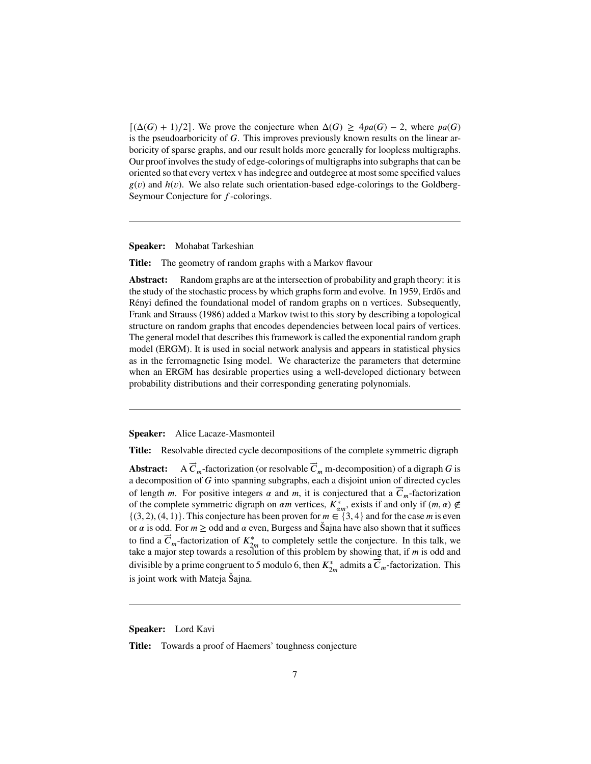$\lceil (\Delta(G) + 1)/2 \rceil$. We prove the conjecture when $\Delta(G) \geq 4pa(G) - 2$, where $pa(G)$ is the pseudoarboricity of $G$. This improves previously known results on the linear arboricity of sparse graphs, and our result holds more generally for loopless multigraphs. Our proof involves the study of edge-colorings of multigraphs into subgraphs that can be oriented so that every vertex v has indegree and outdegree at most some specified values $g(v)$ and $h(v)$. We also relate such orientation-based edge-colorings to the Goldberg-Seymour Conjecture for $f$-colorings.

---

**Speaker:** Mohabat Tarkeshian

**Title:** The geometry of random graphs with a Markov flavour

**Abstract:** Random graphs are at the intersection of probability and graph theory: it is the study of the stochastic process by which graphs form and evolve. In 1959, Erdős and Rényi defined the foundational model of random graphs on n vertices. Subsequently, Frank and Strauss (1986) added a Markov twist to this story by describing a topological structure on random graphs that encodes dependencies between local pairs of vertices. The general model that describes this framework is called the exponential random graph model (ERGM). It is used in social network analysis and appears in statistical physics as in the ferromagnetic Ising model. We characterize the parameters that determine when an ERGM has desirable properties using a well-developed dictionary between probability distributions and their corresponding generating polynomials.

---

**Speaker:** Alice Lacaze-Masmonteil

**Title:** Resolvable directed cycle decompositions of the complete symmetric digraph

**Abstract:** A $\vec{C}_m$-factorization (or resolvable $\vec{C}_m$ m-decomposition) of a digraph $G$ is a decomposition of $G$ into spanning subgraphs, each a disjoint union of directed cycles of length $m$. For positive integers $\alpha$ and $m$, it is conjectured that a $\vec{C}_m$-factorization of the complete symmetric digraph on $\alpha m$ vertices, $K^*_{\alpha m}$, exists if and only if $(m, \alpha) \notin \{(3, 2), (4, 1)\}$. This conjecture has been proven for $m \in \{3, 4\}$ and for the case $m$ is even or $\alpha$ is odd. For $m \geq$ odd and $\alpha$ even, Burgess and Šajna have also shown that it suffices to find a $\vec{C}_m$-factorization of $K^*_{2m}$ to completely settle the conjecture. In this talk, we take a major step towards a resolution of this problem by showing that, if $m$ is odd and divisible by a prime congruent to 5 modulo 6, then $K^*_{2m}$ admits a $\vec{C}_m$-factorization. This is joint work with Mateja Šajna.

---

**Speaker:** Lord Kavi

**Title:** Towards a proof of Haemers' toughness conjecture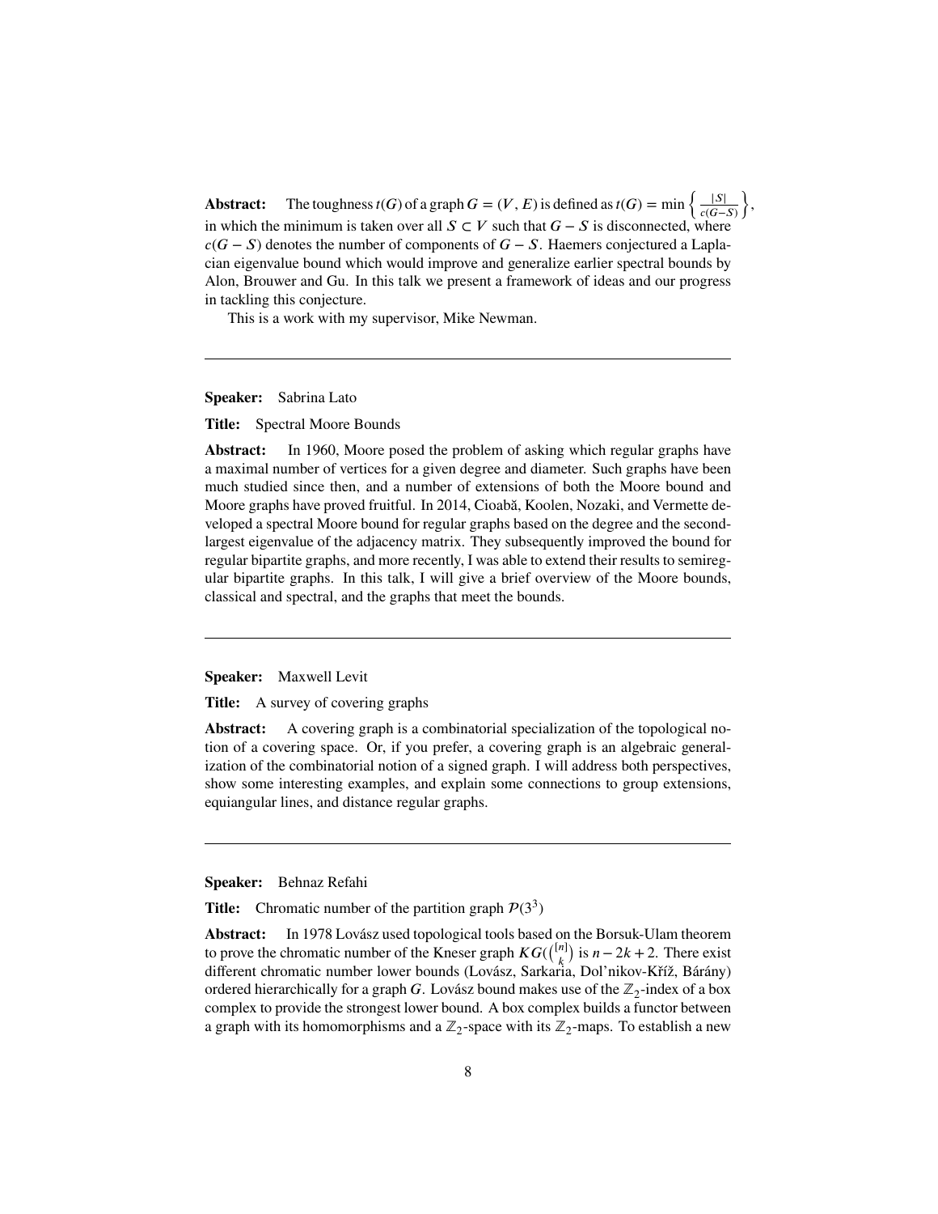**Abstract:** The toughness $t(G)$ of a graph $G = (V, E)$ is defined as $t(G) = \min \left\{ \frac{|S|}{c(G-S)} \right\}$, in which the minimum is taken over all $S \subset V$ such that $G - S$ is disconnected, where $c(G - S)$ denotes the number of components of $G - S$. Haemers conjectured a Laplacian eigenvalue bound which would improve and generalize earlier spectral bounds by Alon, Brouwer and Gu. In this talk we present a framework of ideas and our progress in tackling this conjecture.

This is a work with my supervisor, Mike Newman.

---

**Speaker:** Sabrina Lato

**Title:** Spectral Moore Bounds

**Abstract:** In 1960, Moore posed the problem of asking which regular graphs have a maximal number of vertices for a given degree and diameter. Such graphs have been much studied since then, and a number of extensions of both the Moore bound and Moore graphs have proved fruitful. In 2014, Cioabă, Koolen, Nozaki, and Vermette developed a spectral Moore bound for regular graphs based on the degree and the second-largest eigenvalue of the adjacency matrix. They subsequently improved the bound for regular bipartite graphs, and more recently, I was able to extend their results to semiregular bipartite graphs. In this talk, I will give a brief overview of the Moore bounds, classical and spectral, and the graphs that meet the bounds.

---

**Speaker:** Maxwell Levit

**Title:** A survey of covering graphs

**Abstract:** A covering graph is a combinatorial specialization of the topological notion of a covering space. Or, if you prefer, a covering graph is an algebraic generalization of the combinatorial notion of a signed graph. I will address both perspectives, show some interesting examples, and explain some connections to group extensions, equiangular lines, and distance regular graphs.

---

**Speaker:** Behnaz Refahi

**Title:** Chromatic number of the partition graph $\mathcal{P}(3^3)$

**Abstract:** In 1978 Lovász used topological tools based on the Borsuk-Ulam theorem to prove the chromatic number of the Kneser graph $KG(\binom{[n]}{k})$ is $n - 2k + 2$. There exist different chromatic number lower bounds (Lovász, Sarkaria, Dol'nikov-Kříž, Bárány) ordered hierarchically for a graph $G$. Lovász bound makes use of the $\mathbb{Z}_2$-index of a box complex to provide the strongest lower bound. A box complex builds a functor between a graph with its homomorphisms and a $\mathbb{Z}_2$-space with its $\mathbb{Z}_2$-maps. To establish a new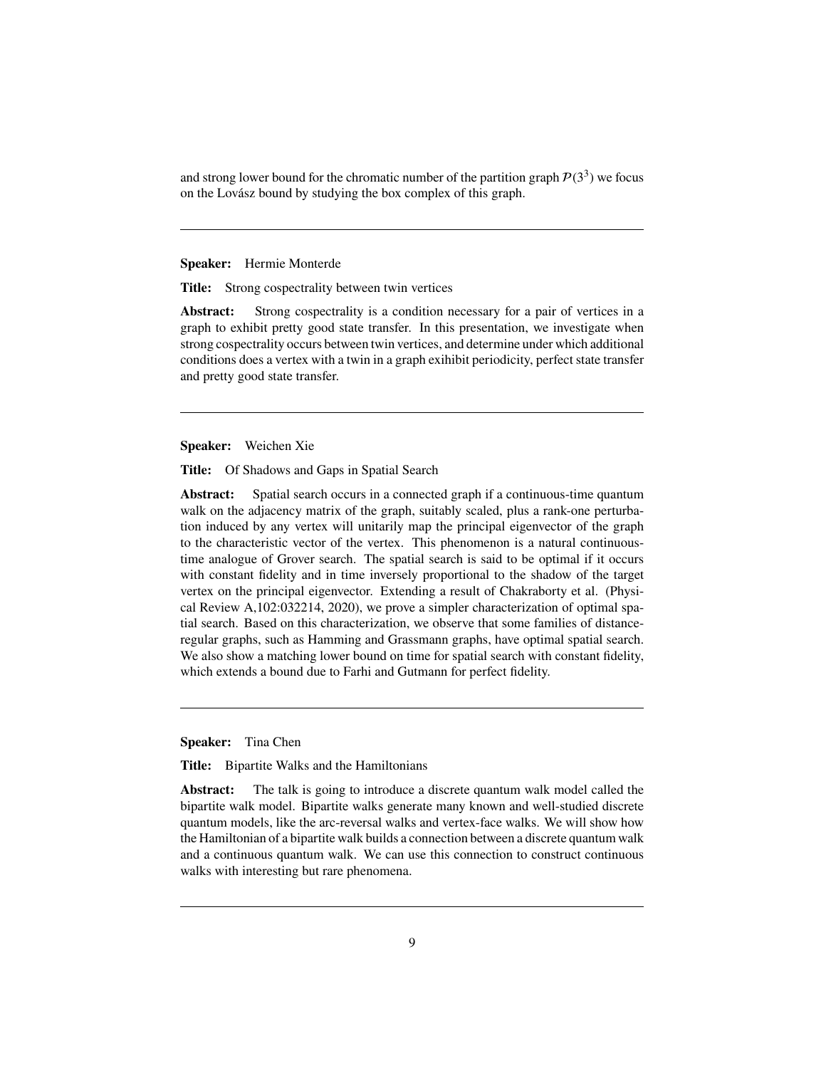and strong lower bound for the chromatic number of the partition graph $\mathcal{P}(3^3)$ we focus on the Lovász bound by studying the box complex of this graph.

---

**Speaker:** Hermie Monterde

**Title:** Strong cospectrality between twin vertices

**Abstract:** Strong cospectrality is a condition necessary for a pair of vertices in a graph to exhibit pretty good state transfer. In this presentation, we investigate when strong cospectrality occurs between twin vertices, and determine under which additional conditions does a vertex with a twin in a graph exihibit periodicity, perfect state transfer and pretty good state transfer.

---

**Speaker:** Weichen Xie

**Title:** Of Shadows and Gaps in Spatial Search

**Abstract:** Spatial search occurs in a connected graph if a continuous-time quantum walk on the adjacency matrix of the graph, suitably scaled, plus a rank-one perturbation induced by any vertex will unitarily map the principal eigenvector of the graph to the characteristic vector of the vertex. This phenomenon is a natural continuous-time analogue of Grover search. The spatial search is said to be optimal if it occurs with constant fidelity and in time inversely proportional to the shadow of the target vertex on the principal eigenvector. Extending a result of Chakraborty et al. (Physical Review A,102:032214, 2020), we prove a simpler characterization of optimal spatial search. Based on this characterization, we observe that some families of distance-regular graphs, such as Hamming and Grassmann graphs, have optimal spatial search. We also show a matching lower bound on time for spatial search with constant fidelity, which extends a bound due to Farhi and Gutmann for perfect fidelity.

---

**Speaker:** Tina Chen

**Title:** Bipartite Walks and the Hamiltonians

**Abstract:** The talk is going to introduce a discrete quantum walk model called the bipartite walk model. Bipartite walks generate many known and well-studied discrete quantum models, like the arc-reversal walks and vertex-face walks. We will show how the Hamiltonian of a bipartite walk builds a connection between a discrete quantum walk and a continuous quantum walk. We can use this connection to construct continuous walks with interesting but rare phenomena.

---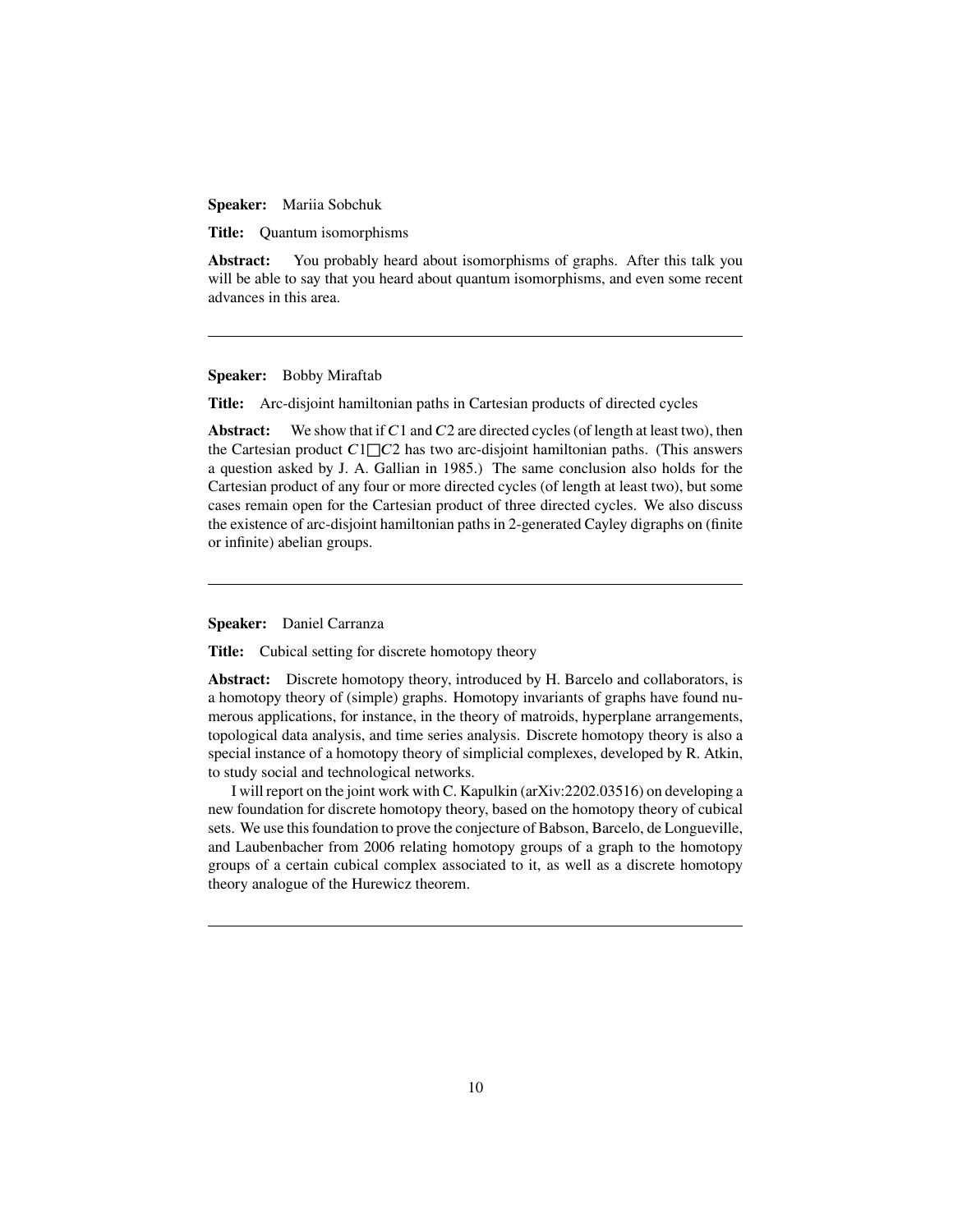**Speaker:** Mariia Sobchuk

**Title:** Quantum isomorphisms

**Abstract:** You probably heard about isomorphisms of graphs. After this talk you will be able to say that you heard about quantum isomorphisms, and even some recent advances in this area.

---

**Speaker:** Bobby Miraftab

**Title:** Arc-disjoint hamiltonian paths in Cartesian products of directed cycles

**Abstract:** We show that if $C1$ and $C2$ are directed cycles (of length at least two), then the Cartesian product $C1 \square C2$ has two arc-disjoint hamiltonian paths. (This answers a question asked by J. A. Gallian in 1985.) The same conclusion also holds for the Cartesian product of any four or more directed cycles (of length at least two), but some cases remain open for the Cartesian product of three directed cycles. We also discuss the existence of arc-disjoint hamiltonian paths in 2-generated Cayley digraphs on (finite or infinite) abelian groups.

---

**Speaker:** Daniel Carranza

**Title:** Cubical setting for discrete homotopy theory

**Abstract:** Discrete homotopy theory, introduced by H. Barcelo and collaborators, is a homotopy theory of (simple) graphs. Homotopy invariants of graphs have found numerous applications, for instance, in the theory of matroids, hyperplane arrangements, topological data analysis, and time series analysis. Discrete homotopy theory is also a special instance of a homotopy theory of simplicial complexes, developed by R. Atkin, to study social and technological networks.

I will report on the joint work with C. Kapulkin (arXiv:2202.03516) on developing a new foundation for discrete homotopy theory, based on the homotopy theory of cubical sets. We use this foundation to prove the conjecture of Babson, Barcelo, de Longueville, and Laubenbacher from 2006 relating homotopy groups of a graph to the homotopy groups of a certain cubical complex associated to it, as well as a discrete homotopy theory analogue of the Hurewicz theorem.

---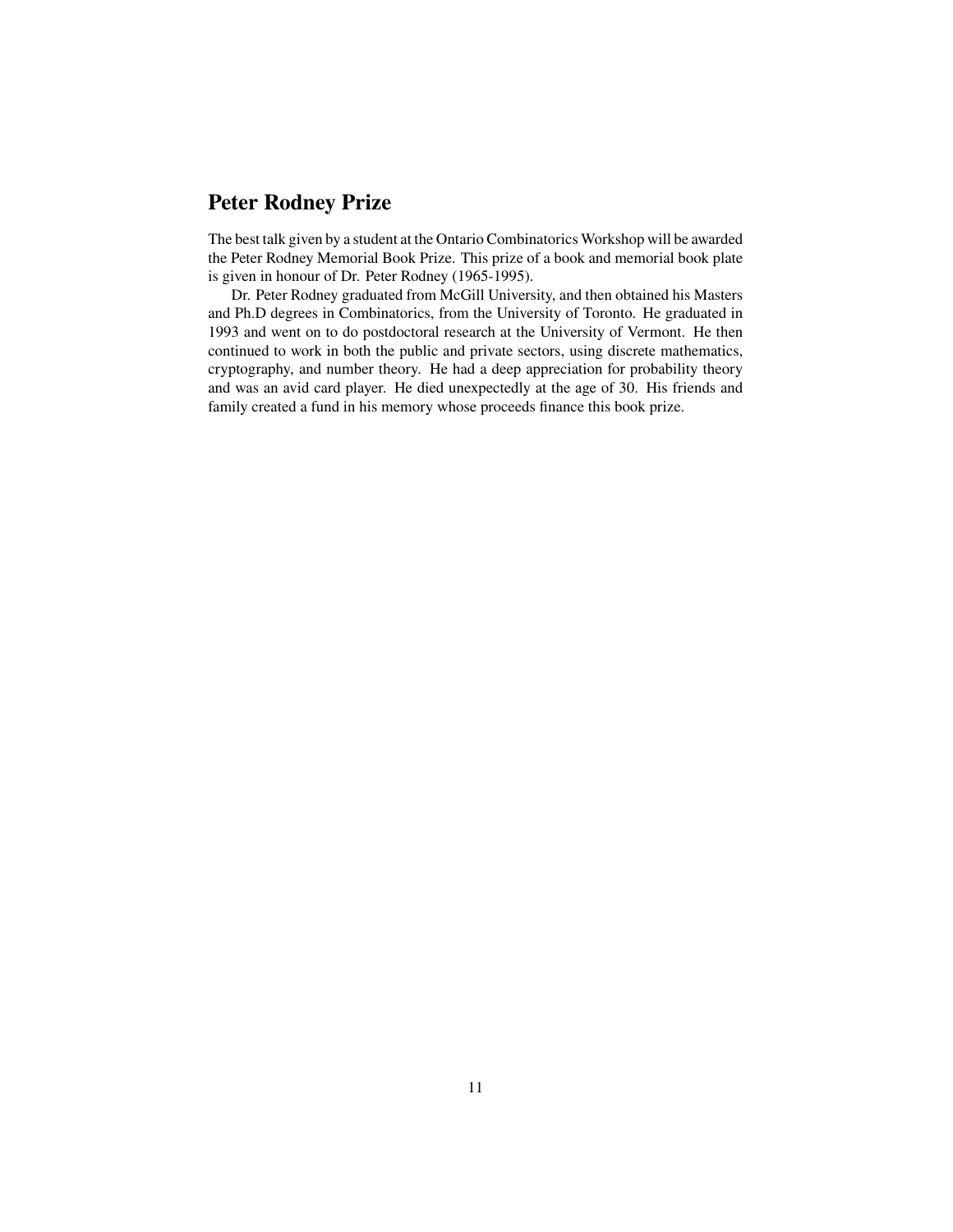## Peter Rodney Prize

The best talk given by a student at the Ontario Combinatorics Workshop will be awarded the Peter Rodney Memorial Book Prize. This prize of a book and memorial book plate is given in honour of Dr. Peter Rodney (1965-1995).

Dr. Peter Rodney graduated from McGill University, and then obtained his Masters and Ph.D degrees in Combinatorics, from the University of Toronto. He graduated in 1993 and went on to do postdoctoral research at the University of Vermont. He then continued to work in both the public and private sectors, using discrete mathematics, cryptography, and number theory. He had a deep appreciation for probability theory and was an avid card player. He died unexpectedly at the age of 30. His friends and family created a fund in his memory whose proceeds finance this book prize.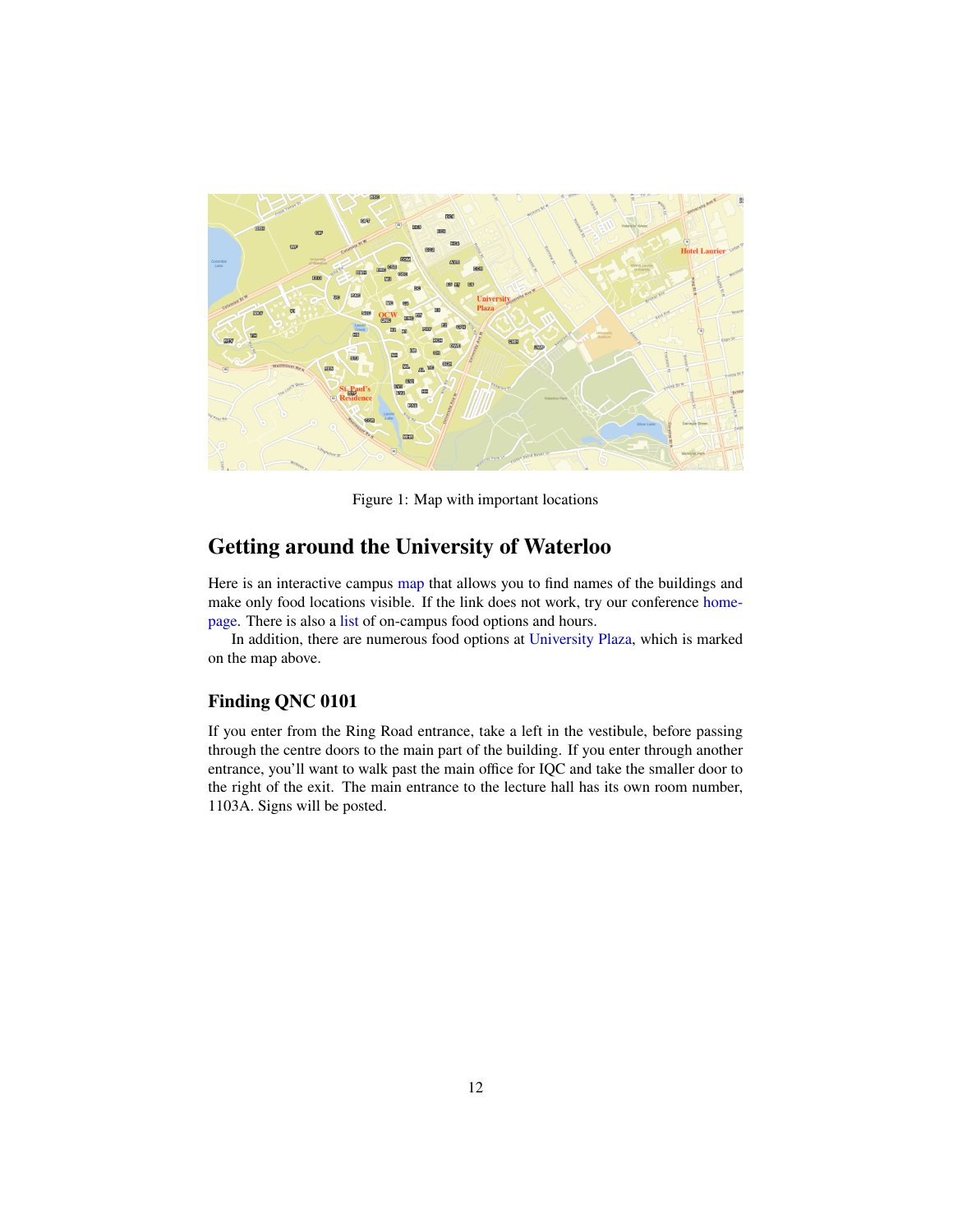Figure 1: Map with important locations

## Getting around the University of Waterloo

Here is an interactive campus map that allows you to find names of the buildings and make only food locations visible. If the link does not work, try our conference homepage. There is also a list of on-campus food options and hours.

In addition, there are numerous food options at University Plaza, which is marked on the map above.

### Finding QNC 0101

If you enter from the Ring Road entrance, take a left in the vestibule, before passing through the centre doors to the main part of the building. If you enter through another entrance, you'll want to walk past the main office for IQC and take the smaller door to the right of the exit. The main entrance to the lecture hall has its own room number, 1103A. Signs will be posted.